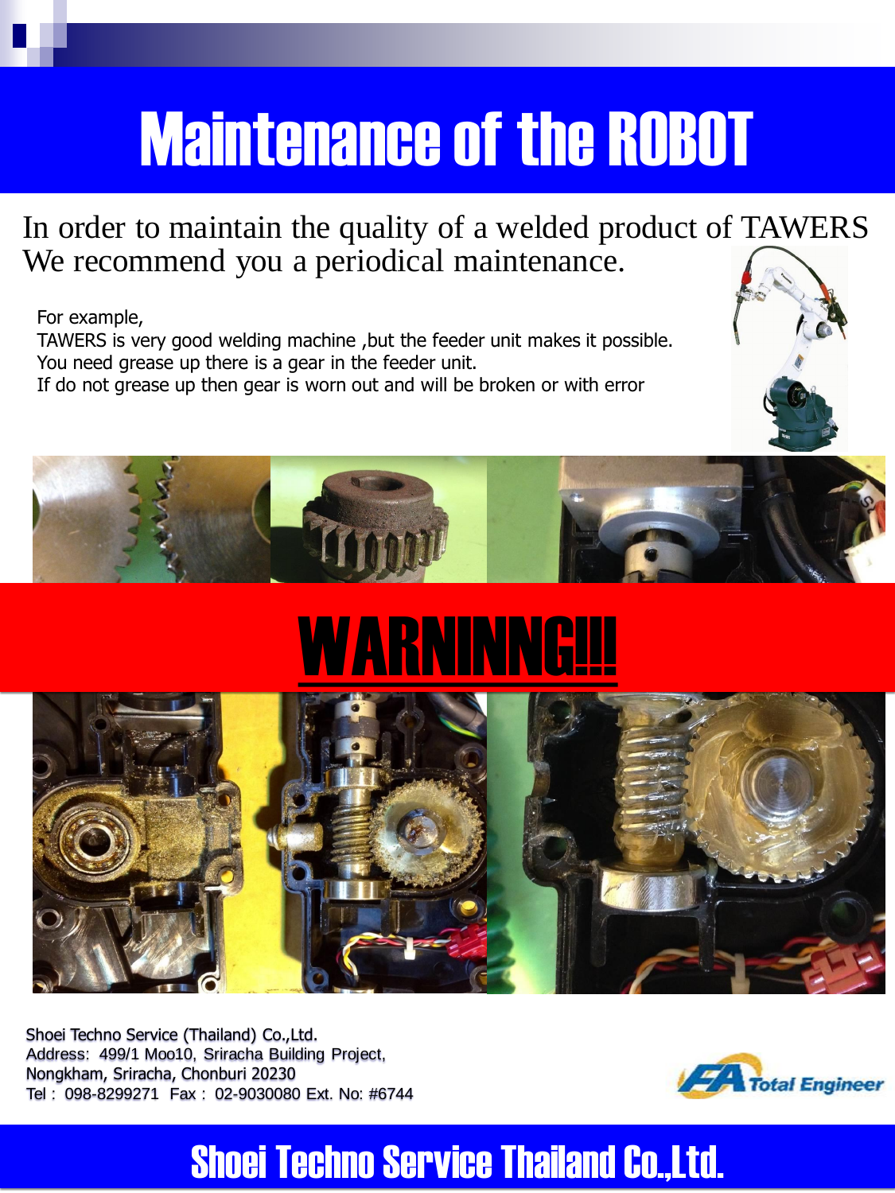# Maintenance of the ROBOT

In order to maintain the quality of a welded product of TAWERS
We recommend you a periodical maintenance.

For example,
TAWERS is very good welding machine ,but the feeder unit makes it possible.
You need grease up there is a gear in the feeder unit.
If do not grease up then gear is worn out and will be broken or with error

## WARNINNG!!!

Shoei Techno Service (Thailand) Co.,Ltd.
Address: 499/1 Moo10, Sriracha Building Project,
Nongkham, Sriracha, Chonburi 20230
Tel : 098-8299271 Fax : 02-9030080 Ext. No: #6744

FA Total Engineer

## Shoei Techno Service Thailand Co.,Ltd.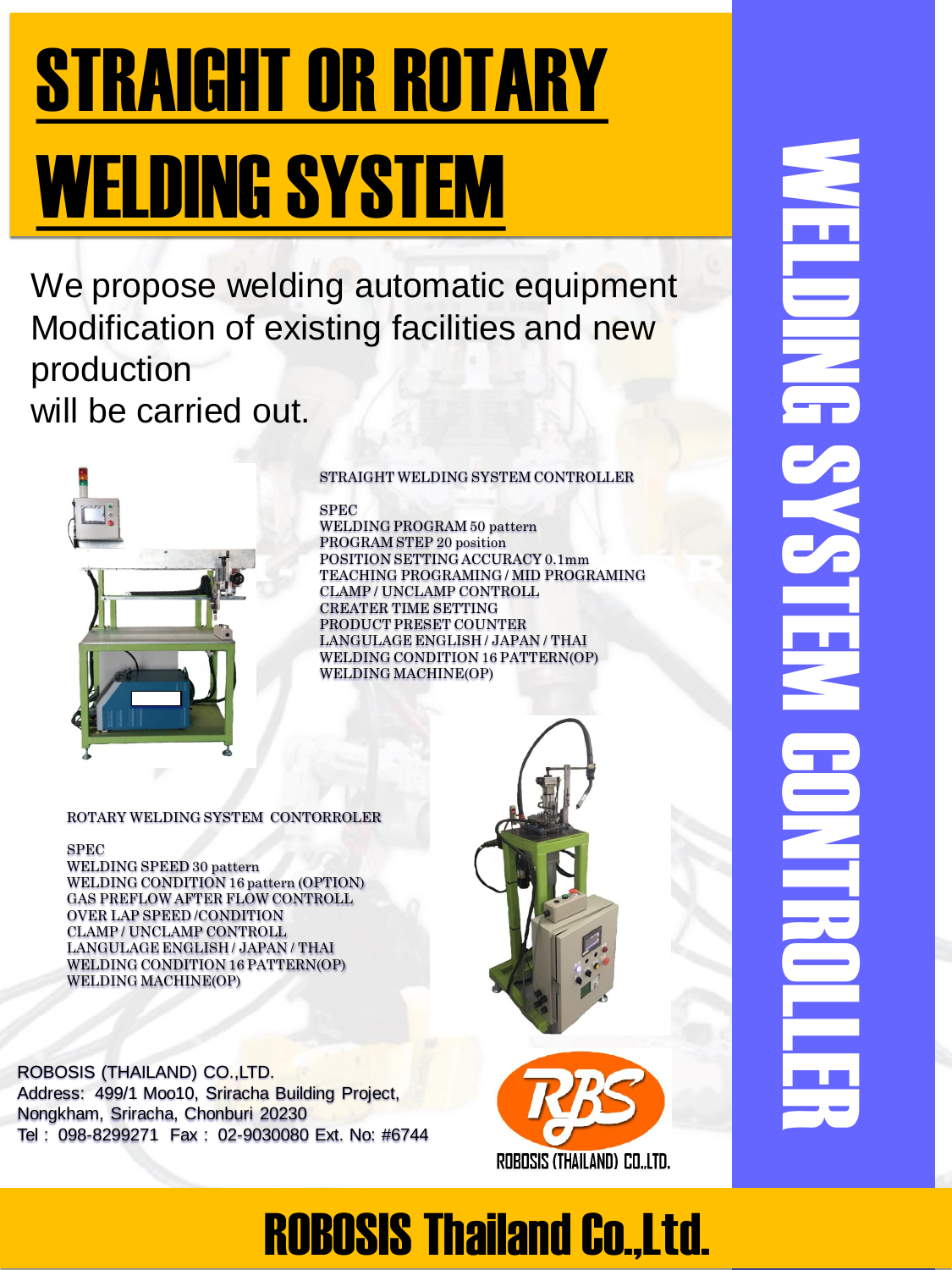# STRAIGHT OR ROTARY WELDING SYSTEM

We propose welding automatic equipment
Modification of existing facilities and new production
will be carried out.

STRAIGHT WELDING SYSTEM CONTROLLER

SPEC
WELDING PROGRAM 50 pattern
PROGRAM STEP 20 position
POSITION SETTING ACCURACY 0.1mm
TEACHING PROGRAMING / MID PROGRAMING
CLAMP / UNCLAMP CONTROLL
CREATER TIME SETTING
PRODUCT PRESET COUNTER
LANGULAGE ENGLISH / JAPAN / THAI
WELDING CONDITION 16 PATTERN(OP)
WELDING MACHINE(OP)

ROTARY WELDING SYSTEM CONTORROLER

SPEC
WELDING SPEED 30 pattern
WELDING CONDITION 16 pattern (OPTION)
GAS PREFLOW AFTER FLOW CONTROLL
OVER LAP SPEED /CONDITION
CLAMP / UNCLAMP CONTROLL
LANGULAGE ENGLISH / JAPAN / THAI
WELDING CONDITION 16 PATTERN(OP)
WELDING MACHINE(OP)

ROBOSIS (THAILAND) CO.,LTD.
Address: 499/1 Moo10, Sriracha Building Project,
Nongkham, Sriracha, Chonburi 20230
Tel : 098-8299271 Fax : 02-9030080 Ext. No: #6744

RBS
ROBOSIS (THAILAND) CO.,LTD.

WELDING SYSTEM CONTROLLER

## ROBOSIS Thailand Co.,Ltd.